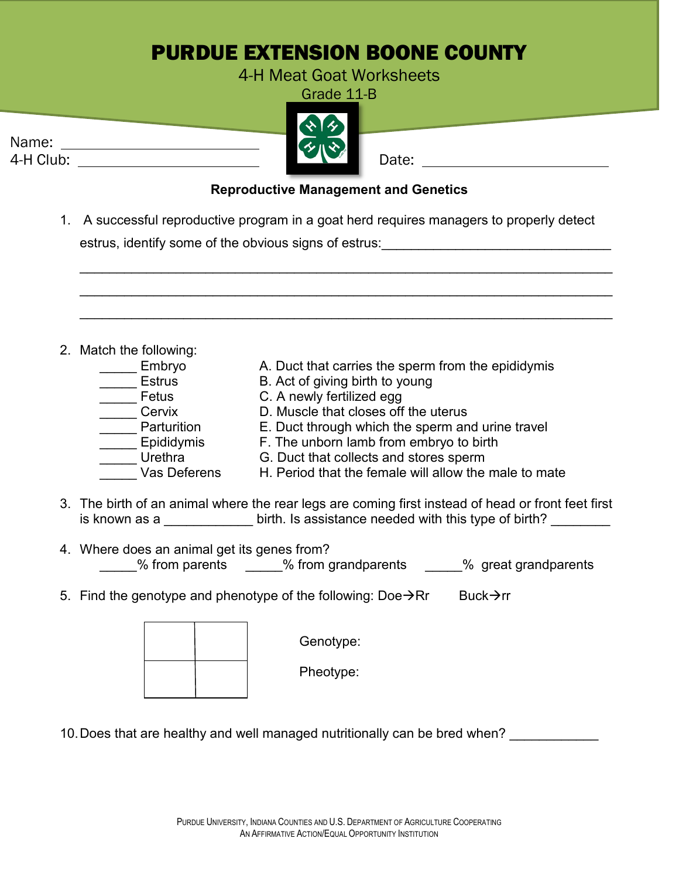# PURDUE EXTENSION BOONE COUNTY

4-H Meat Goat Worksheets

Grade 11-B

Name: ______________________________

4-H Club: ______________________________

Date: ______________________________

**Reproductive Management and Genetics**

1. A successful reproductive program in a goat herd requires managers to properly detect estrus, identify some of the obvious signs of estrus:________________________________
_____________________________________________________________________________
_____________________________________________________________________________
_____________________________________________________________________________

2. Match the following:

| | |
|---|---|
| _____ Embryo | A. Duct that carries the sperm from the epididymis |
| _____ Estrus | B. Act of giving birth to young |
| _____ Fetus | C. A newly fertilized egg |
| _____ Cervix | D. Muscle that closes off the uterus |
| _____ Parturition | E. Duct through which the sperm and urine travel |
| _____ Epididymis | F. The unborn lamb from embryo to birth |
| _____ Urethra | G. Duct that collects and stores sperm |
| _____ Vas Deferens | H. Period that the female will allow the male to mate |

3. The birth of an animal where the rear legs are coming first instead of head or front feet first is known as a ____________ birth. Is assistance needed with this type of birth? ________

4. Where does an animal get its genes from?
_____% from parents     _____% from grandparents     _____% great grandparents

5. Find the genotype and phenotype of the following: Doe→Rr     Buck→rr

| | |
|---|---|
| | |
| | |

Genotype:

Pheotype:

10. Does that are healthy and well managed nutritionally can be bred when? ____________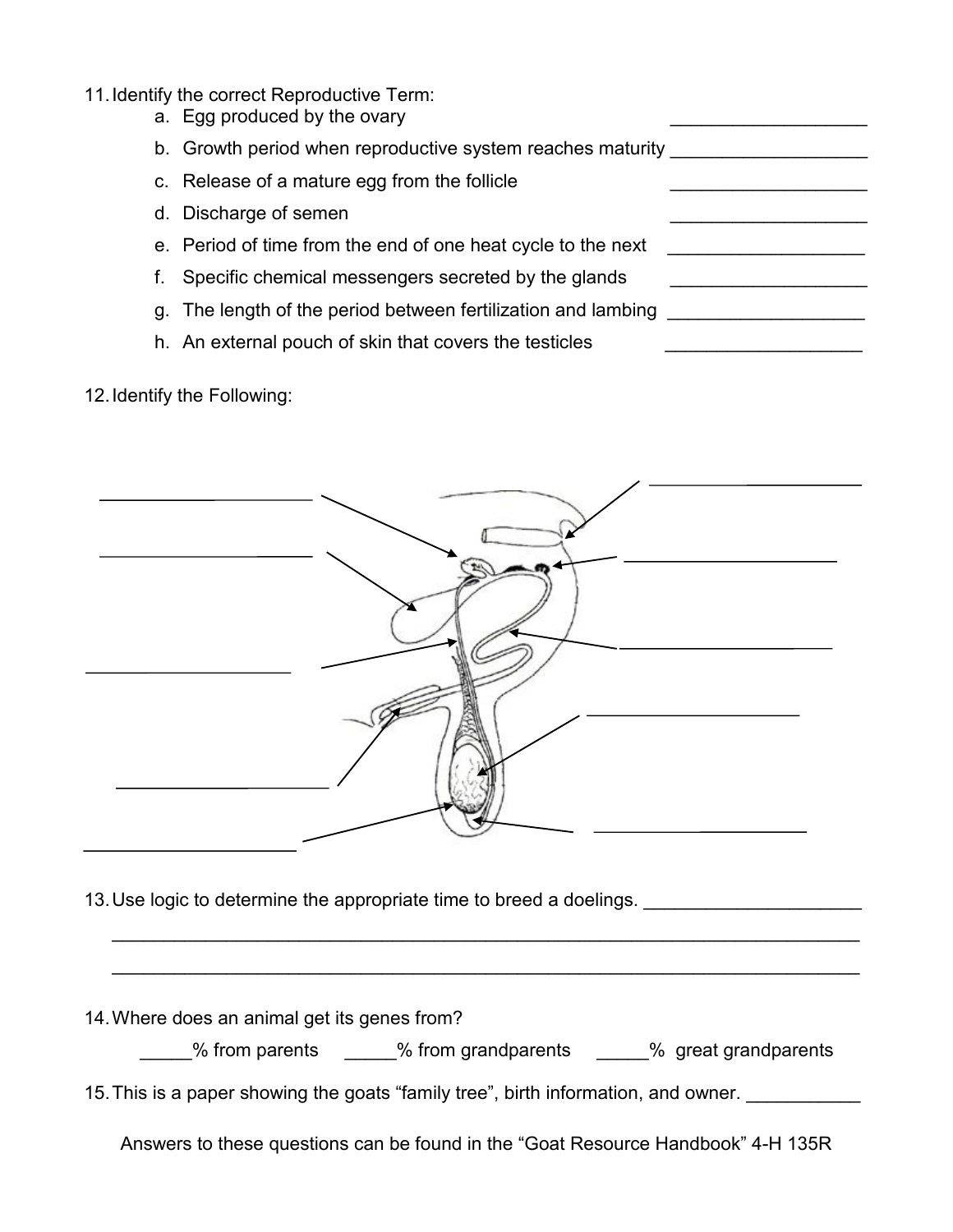11. Identify the correct Reproductive Term:
    a. Egg produced by the ovary ___________________
    b. Growth period when reproductive system reaches maturity ___________________
    c. Release of a mature egg from the follicle ___________________
    d. Discharge of semen ___________________
    e. Period of time from the end of one heat cycle to the next ___________________
    f. Specific chemical messengers secreted by the glands ___________________
    g. The length of the period between fertilization and lambing ___________________
    h. An external pouch of skin that covers the testicles ___________________

12. Identify the Following:

13. Use logic to determine the appropriate time to breed a doelings. _____________________

    ___________________________________________________________________________

    ___________________________________________________________________________

14. Where does an animal get its genes from?

    _____% from parents _____% from grandparents _____% great grandparents

15. This is a paper showing the goats "family tree", birth information, and owner. ___________

Answers to these questions can be found in the "Goat Resource Handbook" 4-H 135R